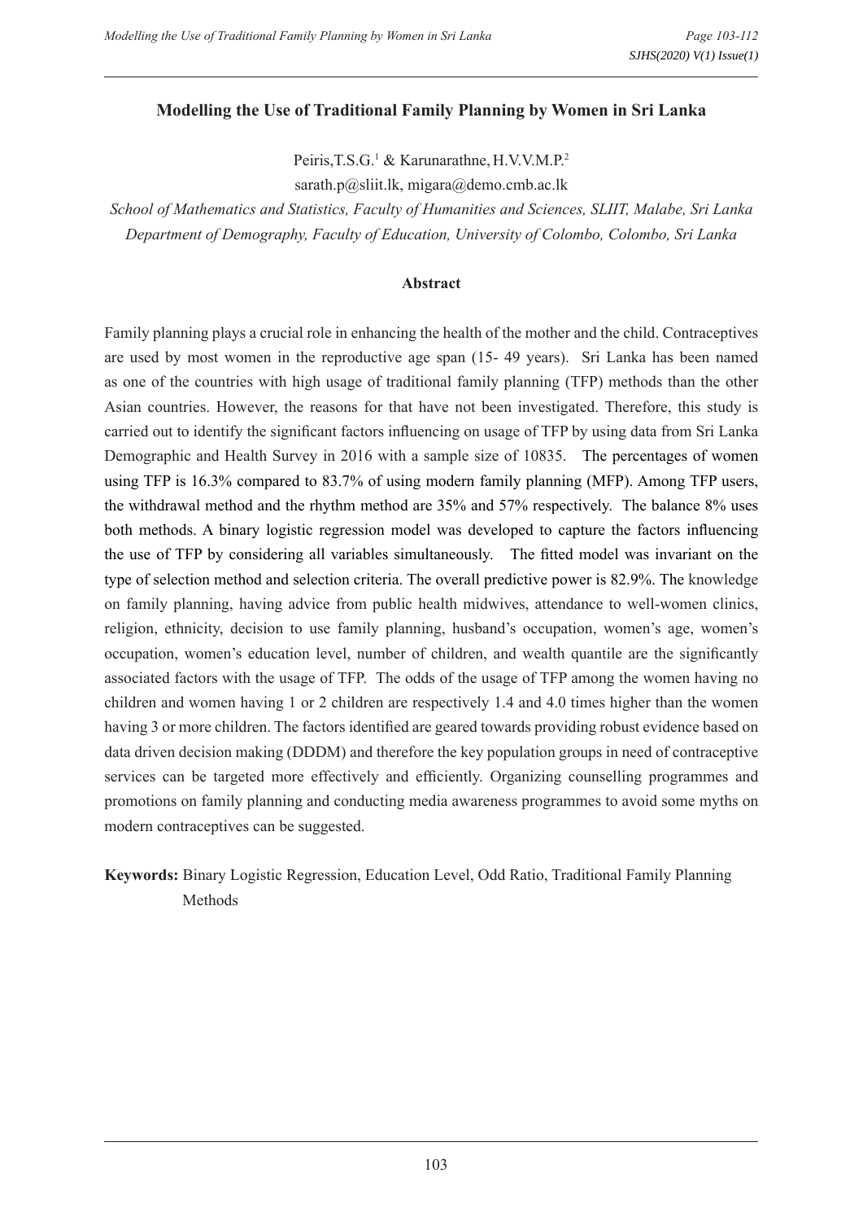# Modelling the Use of Traditional Family Planning by Women in Sri Lanka

Peiris,T.S.G.[1] & Karunarathne, H.V.V.M.P.[2]

sarath.p@sliit.lk, migara@demo.cmb.ac.lk

*School of Mathematics and Statistics, Faculty of Humanities and Sciences, SLIIT, Malabe, Sri Lanka*

*Department of Demography, Faculty of Education, University of Colombo, Colombo, Sri Lanka*

## Abstract

Family planning plays a crucial role in enhancing the health of the mother and the child. Contraceptives are used by most women in the reproductive age span (15- 49 years). Sri Lanka has been named as one of the countries with high usage of traditional family planning (TFP) methods than the other Asian countries. However, the reasons for that have not been investigated. Therefore, this study is carried out to identify the significant factors influencing on usage of TFP by using data from Sri Lanka Demographic and Health Survey in 2016 with a sample size of 10835. The percentages of women using TFP is 16.3% compared to 83.7% of using modern family planning (MFP). Among TFP users, the withdrawal method and the rhythm method are 35% and 57% respectively. The balance 8% uses both methods. A binary logistic regression model was developed to capture the factors influencing the use of TFP by considering all variables simultaneously. The fitted model was invariant on the type of selection method and selection criteria. The overall predictive power is 82.9%. The knowledge on family planning, having advice from public health midwives, attendance to well-women clinics, religion, ethnicity, decision to use family planning, husband's occupation, women's age, women's occupation, women's education level, number of children, and wealth quantile are the significantly associated factors with the usage of TFP. The odds of the usage of TFP among the women having no children and women having 1 or 2 children are respectively 1.4 and 4.0 times higher than the women having 3 or more children. The factors identified are geared towards providing robust evidence based on data driven decision making (DDDM) and therefore the key population groups in need of contraceptive services can be targeted more effectively and efficiently. Organizing counselling programmes and promotions on family planning and conducting media awareness programmes to avoid some myths on modern contraceptives can be suggested.

**Keywords:** Binary Logistic Regression, Education Level, Odd Ratio, Traditional Family Planning Methods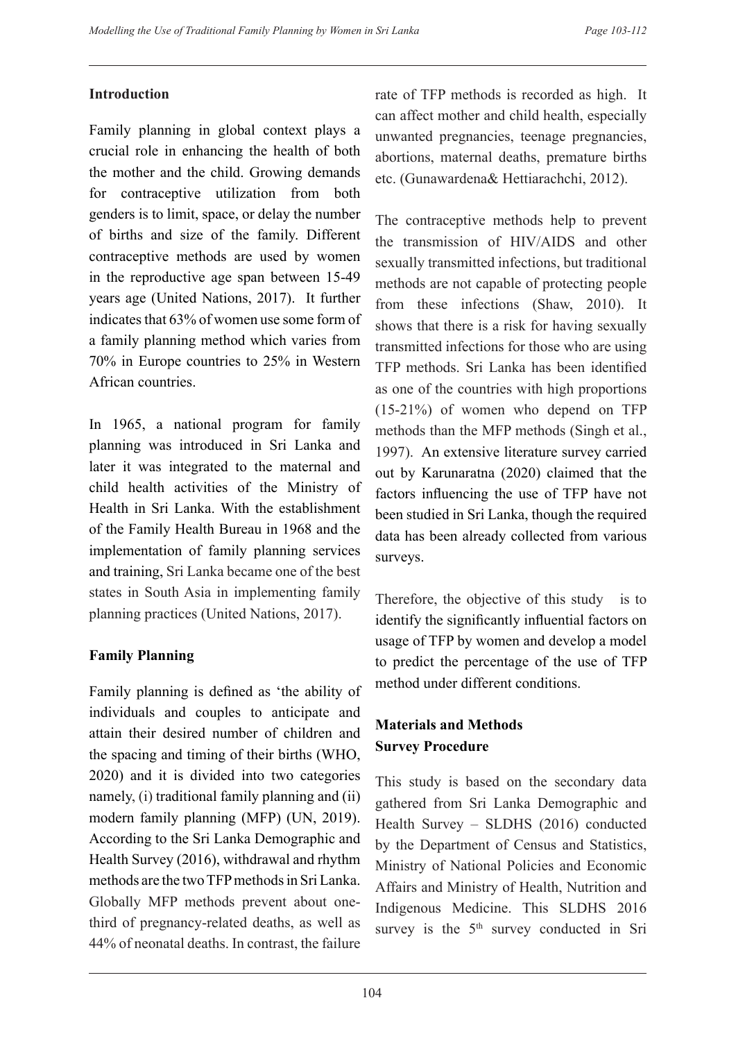## Introduction

Family planning in global context plays a crucial role in enhancing the health of both the mother and the child. Growing demands for contraceptive utilization from both genders is to limit, space, or delay the number of births and size of the family. Different contraceptive methods are used by women in the reproductive age span between 15-49 years age (United Nations, 2017). It further indicates that 63% of women use some form of a family planning method which varies from 70% in Europe countries to 25% in Western African countries.

In 1965, a national program for family planning was introduced in Sri Lanka and later it was integrated to the maternal and child health activities of the Ministry of Health in Sri Lanka. With the establishment of the Family Health Bureau in 1968 and the implementation of family planning services and training, Sri Lanka became one of the best states in South Asia in implementing family planning practices (United Nations, 2017).

## Family Planning

Family planning is defined as 'the ability of individuals and couples to anticipate and attain their desired number of children and the spacing and timing of their births (WHO, 2020) and it is divided into two categories namely, (i) traditional family planning and (ii) modern family planning (MFP) (UN, 2019). According to the Sri Lanka Demographic and Health Survey (2016), withdrawal and rhythm methods are the two TFP methods in Sri Lanka. Globally MFP methods prevent about one-third of pregnancy-related deaths, as well as 44% of neonatal deaths. In contrast, the failure rate of TFP methods is recorded as high. It can affect mother and child health, especially unwanted pregnancies, teenage pregnancies, abortions, maternal deaths, premature births etc. (Gunawardena& Hettiarachchi, 2012).

The contraceptive methods help to prevent the transmission of HIV/AIDS and other sexually transmitted infections, but traditional methods are not capable of protecting people from these infections (Shaw, 2010). It shows that there is a risk for having sexually transmitted infections for those who are using TFP methods. Sri Lanka has been identified as one of the countries with high proportions (15-21%) of women who depend on TFP methods than the MFP methods (Singh et al., 1997). An extensive literature survey carried out by Karunaratna (2020) claimed that the factors influencing the use of TFP have not been studied in Sri Lanka, though the required data has been already collected from various surveys.

Therefore, the objective of this study is to identify the significantly influential factors on usage of TFP by women and develop a model to predict the percentage of the use of TFP method under different conditions.

## Materials and Methods

### Survey Procedure

This study is based on the secondary data gathered from Sri Lanka Demographic and Health Survey – SLDHS (2016) conducted by the Department of Census and Statistics, Ministry of National Policies and Economic Affairs and Ministry of Health, Nutrition and Indigenous Medicine. This SLDHS 2016 survey is the 5th survey conducted in Sri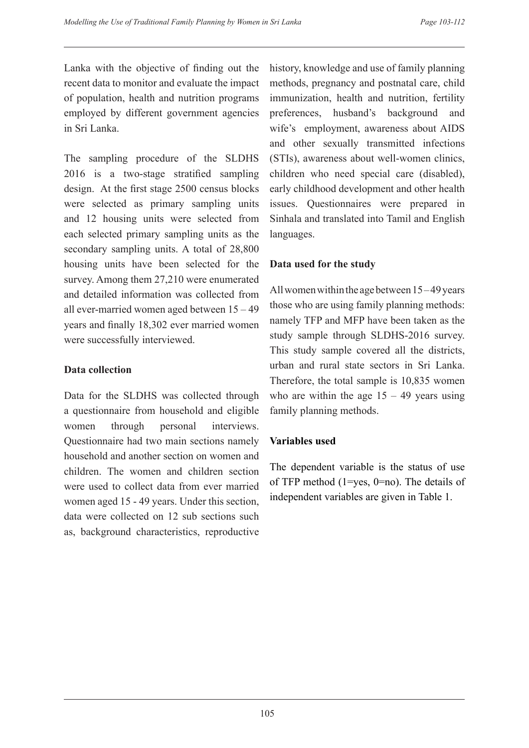Lanka with the objective of finding out the recent data to monitor and evaluate the impact of population, health and nutrition programs employed by different government agencies in Sri Lanka.

The sampling procedure of the SLDHS 2016 is a two-stage stratified sampling design. At the first stage 2500 census blocks were selected as primary sampling units and 12 housing units were selected from each selected primary sampling units as the secondary sampling units. A total of 28,800 housing units have been selected for the survey. Among them 27,210 were enumerated and detailed information was collected from all ever-married women aged between 15 – 49 years and finally 18,302 ever married women were successfully interviewed.

**Data collection**

Data for the SLDHS was collected through a questionnaire from household and eligible women through personal interviews. Questionnaire had two main sections namely household and another section on women and children. The women and children section were used to collect data from ever married women aged 15 - 49 years. Under this section, data were collected on 12 sub sections such as, background characteristics, reproductive history, knowledge and use of family planning methods, pregnancy and postnatal care, child immunization, health and nutrition, fertility preferences, husband's background and wife's employment, awareness about AIDS and other sexually transmitted infections (STIs), awareness about well-women clinics, children who need special care (disabled), early childhood development and other health issues. Questionnaires were prepared in Sinhala and translated into Tamil and English languages.

**Data used for the study**

All women within the age between 15 – 49 years those who are using family planning methods: namely TFP and MFP have been taken as the study sample through SLDHS-2016 survey. This study sample covered all the districts, urban and rural state sectors in Sri Lanka. Therefore, the total sample is 10,835 women who are within the age 15 – 49 years using family planning methods.

**Variables used**

The dependent variable is the status of use of TFP method (1=yes, 0=no). The details of independent variables are given in Table 1.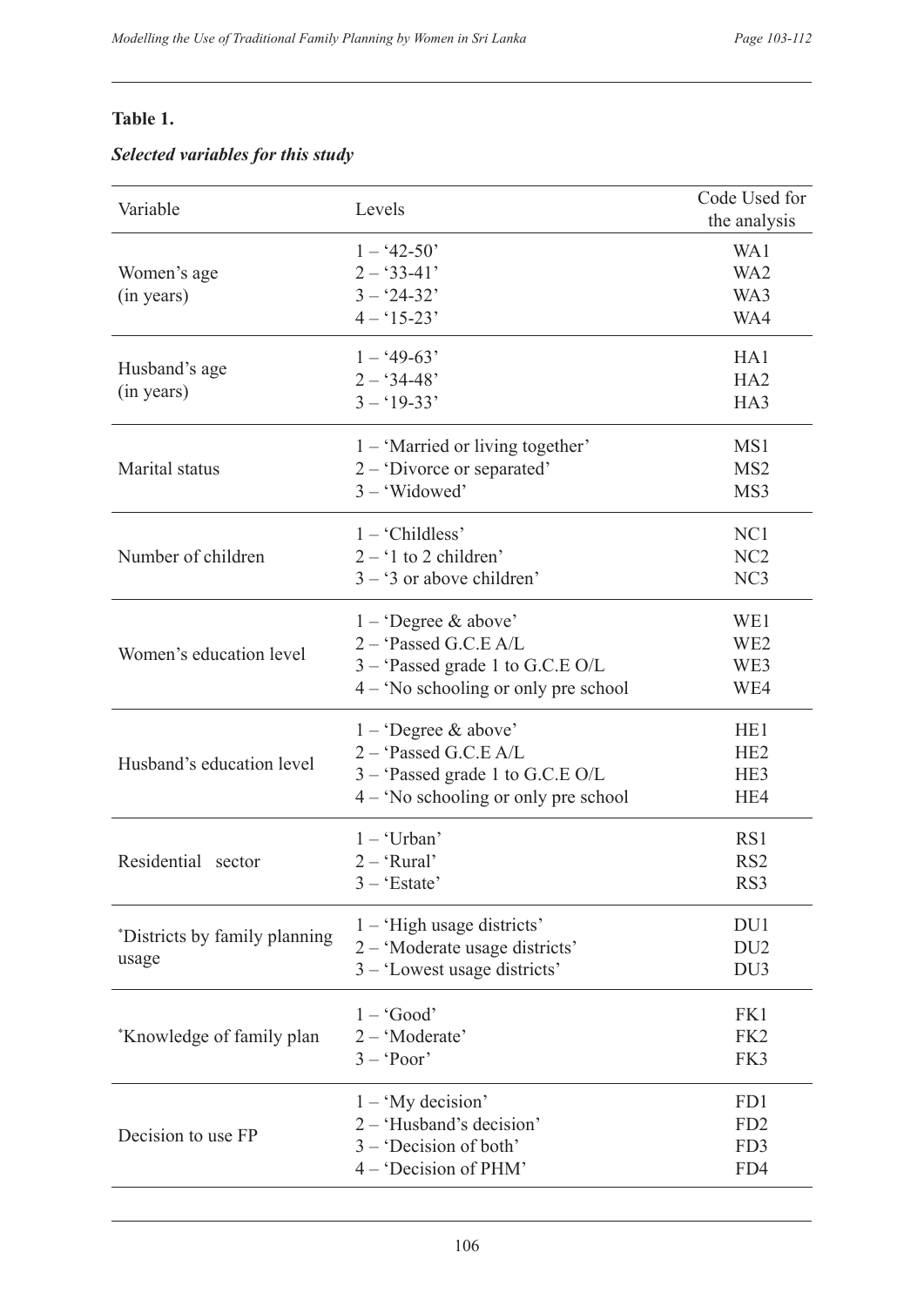**Table 1.**

***Selected variables for this study***

| Variable | Levels | Code Used for the analysis |
|---|---|---|
| Women's age (in years) | 1 – '42-50' | WA1 |
| | 2 – '33-41' | WA2 |
| | 3 – '24-32' | WA3 |
| | 4 – '15-23' | WA4 |
| Husband's age (in years) | 1 – '49-63' | HA1 |
| | 2 – '34-48' | HA2 |
| | 3 – '19-33' | HA3 |
| Marital status | 1 – 'Married or living together' | MS1 |
| | 2 – 'Divorce or separated' | MS2 |
| | 3 – 'Widowed' | MS3 |
| Number of children | 1 – 'Childless' | NC1 |
| | 2 – '1 to 2 children' | NC2 |
| | 3 – '3 or above children' | NC3 |
| Women's education level | 1 – 'Degree & above' | WE1 |
| | 2 – 'Passed G.C.E A/L | WE2 |
| | 3 – 'Passed grade 1 to G.C.E O/L | WE3 |
| | 4 – 'No schooling or only pre school | WE4 |
| Husband's education level | 1 – 'Degree & above' | HE1 |
| | 2 – 'Passed G.C.E A/L | HE2 |
| | 3 – 'Passed grade 1 to G.C.E O/L | HE3 |
| | 4 – 'No schooling or only pre school | HE4 |
| Residential sector | 1 – 'Urban' | RS1 |
| | 2 – 'Rural' | RS2 |
| | 3 – 'Estate' | RS3 |
| *Districts by family planning usage | 1 – 'High usage districts' | DU1 |
| | 2 – 'Moderate usage districts' | DU2 |
| | 3 – 'Lowest usage districts' | DU3 |
| *Knowledge of family plan | 1 – 'Good' | FK1 |
| | 2 – 'Moderate' | FK2 |
| | 3 – 'Poor' | FK3 |
| Decision to use FP | 1 – 'My decision' | FD1 |
| | 2 – 'Husband's decision' | FD2 |
| | 3 – 'Decision of both' | FD3 |
| | 4 – 'Decision of PHM' | FD4 |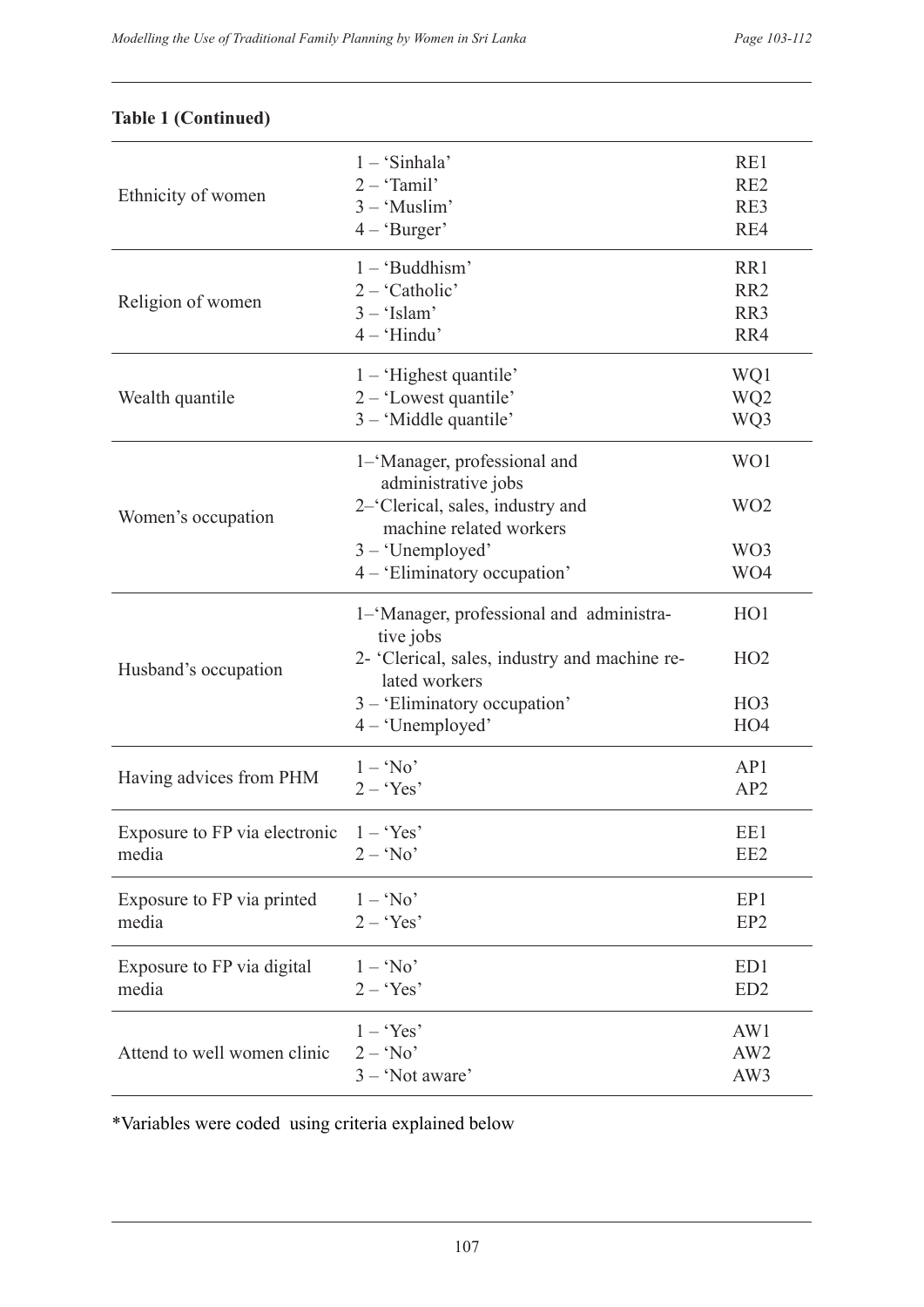**Table 1 (Continued)**

| | | |
|---|---|---|
| Ethnicity of women | 1 – 'Sinhala'<br>2 – 'Tamil'<br>3 – 'Muslim'<br>4 – 'Burger' | RE1<br>RE2<br>RE3<br>RE4 |
| Religion of women | 1 – 'Buddhism'<br>2 – 'Catholic'<br>3 – 'Islam'<br>4 – 'Hindu' | RR1<br>RR2<br>RR3<br>RR4 |
| Wealth quantile | 1 – 'Highest quantile'<br>2 – 'Lowest quantile'<br>3 – 'Middle quantile' | WQ1<br>WQ2<br>WQ3 |
| Women's occupation | 1–'Manager, professional and administrative jobs<br>2–'Clerical, sales, industry and machine related workers<br>3 – 'Unemployed'<br>4 – 'Eliminatory occupation' | WO1<br>WO2<br>WO3<br>WO4 |
| Husband's occupation | 1–'Manager, professional and administrative jobs<br>2- 'Clerical, sales, industry and machine related workers<br>3 – 'Eliminatory occupation'<br>4 – 'Unemployed' | HO1<br>HO2<br>HO3<br>HO4 |
| Having advices from PHM | 1 – 'No'<br>2 – 'Yes' | AP1<br>AP2 |
| Exposure to FP via electronic media | 1 – 'Yes'<br>2 – 'No' | EE1<br>EE2 |
| Exposure to FP via printed media | 1 – 'No'<br>2 – 'Yes' | EP1<br>EP2 |
| Exposure to FP via digital media | 1 – 'No'<br>2 – 'Yes' | ED1<br>ED2 |
| Attend to well women clinic | 1 – 'Yes'<br>2 – 'No'<br>3 – 'Not aware' | AW1<br>AW2<br>AW3 |

*Variables were coded using criteria explained below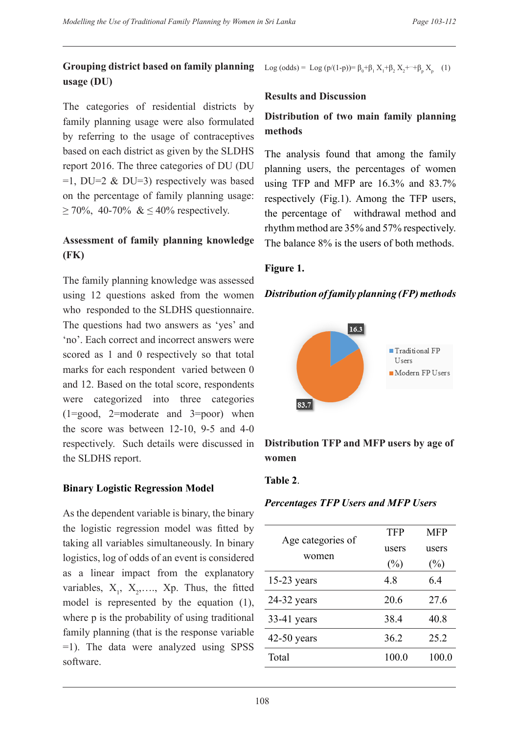### Grouping district based on family planning usage (DU)

The categories of residential districts by family planning usage were also formulated by referring to the usage of contraceptives based on each district as given by the SLDHS report 2016. The three categories of DU (DU =1, DU=2 & DU=3) respectively was based on the percentage of family planning usage: ≥ 70%, 40-70% & ≤ 40% respectively.

### Assessment of family planning knowledge (FK)

The family planning knowledge was assessed using 12 questions asked from the women who responded to the SLDHS questionnaire. The questions had two answers as 'yes' and 'no'. Each correct and incorrect answers were scored as 1 and 0 respectively so that total marks for each respondent varied between 0 and 12. Based on the total score, respondents were categorized into three categories (1=good, 2=moderate and 3=poor) when the score was between 12-10, 9-5 and 4-0 respectively. Such details were discussed in the SLDHS report.

### Binary Logistic Regression Model

As the dependent variable is binary, the binary the logistic regression model was fitted by taking all variables simultaneously. In binary logistics, log of odds of an event is considered as a linear impact from the explanatory variables, $X_1$, $X_2$,...., Xp. Thus, the fitted model is represented by the equation (1), where p is the probability of using traditional family planning (that is the response variable =1). The data were analyzed using SPSS software.

$$\text{Log (odds)} = \text{Log}\ (p/(1-p)) = \beta_0+\beta_1 X_1+\beta_2 X_2+\cdots+\beta_p X_p \quad (1)$$

## Results and Discussion

### Distribution of two main family planning methods

The analysis found that among the family planning users, the percentages of women using TFP and MFP are 16.3% and 83.7% respectively (Fig.1). Among the TFP users, the percentage of withdrawal method and rhythm method are 35% and 57% respectively. The balance 8% is the users of both methods.

**Figure 1.**

***Distribution of family planning (FP) methods***

16.3

83.7

Traditional FP Users

Modern FP Users

### Distribution TFP and MFP users by age of women

**Table 2.**

***Percentages TFP Users and MFP Users***

| Age categories of women | TFP users (%) | MFP users (%) |
|---|---|---|
| 15-23 years | 4.8 | 6.4 |
| 24-32 years | 20.6 | 27.6 |
| 33-41 years | 38.4 | 40.8 |
| 42-50 years | 36.2 | 25.2 |
| Total | 100.0 | 100.0 |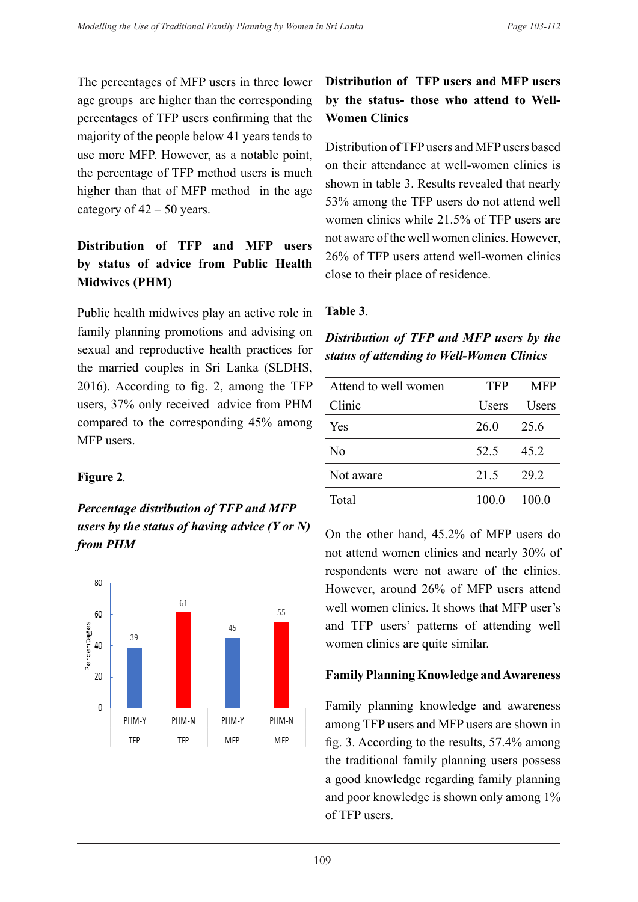The percentages of MFP users in three lower age groups are higher than the corresponding percentages of TFP users confirming that the majority of the people below 41 years tends to use more MFP. However, as a notable point, the percentage of TFP method users is much higher than that of MFP method in the age category of 42 – 50 years.

### Distribution of TFP and MFP users by status of advice from Public Health Midwives (PHM)

Public health midwives play an active role in family planning promotions and advising on sexual and reproductive health practices for the married couples in Sri Lanka (SLDHS, 2016). According to fig. 2, among the TFP users, 37% only received advice from PHM compared to the corresponding 45% among MFP users.

**Figure 2**.

***Percentage distribution of TFP and MFP users by the status of having advice (Y or N) from PHM***

| | PHM-Y (TFP) | PHM-N (TFP) | PHM-Y (MFP) | PHM-N (MFP) |
|---|---|---|---|---|
| Percentages | 39 | 61 | 45 | 55 |

### Distribution of TFP users and MFP users by the status- those who attend to Well-Women Clinics

Distribution of TFP users and MFP users based on their attendance at well-women clinics is shown in table 3. Results revealed that nearly 53% among the TFP users do not attend well women clinics while 21.5% of TFP users are not aware of the well women clinics. However, 26% of TFP users attend well-women clinics close to their place of residence.

**Table 3**.

***Distribution of TFP and MFP users by the status of attending to Well-Women Clinics***

| Attend to well women Clinic | TFP Users | MFP Users |
|---|---|---|
| Yes | 26.0 | 25.6 |
| No | 52.5 | 45.2 |
| Not aware | 21.5 | 29.2 |
| Total | 100.0 | 100.0 |

On the other hand, 45.2% of MFP users do not attend women clinics and nearly 30% of respondents were not aware of the clinics. However, around 26% of MFP users attend well women clinics. It shows that MFP user's and TFP users' patterns of attending well women clinics are quite similar.

### Family Planning Knowledge and Awareness

Family planning knowledge and awareness among TFP users and MFP users are shown in fig. 3. According to the results, 57.4% among the traditional family planning users possess a good knowledge regarding family planning and poor knowledge is shown only among 1% of TFP users.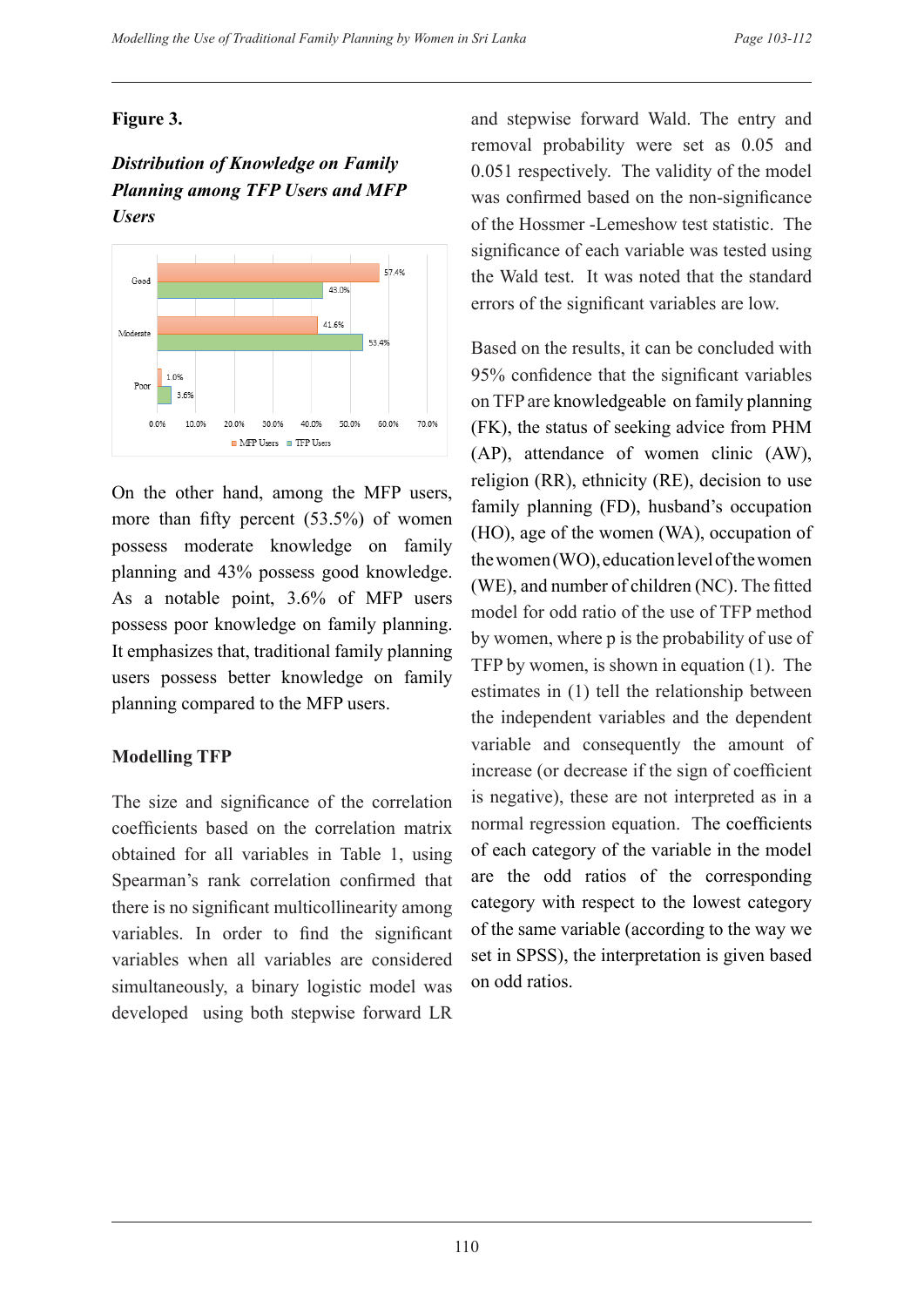**Figure 3.**

***Distribution of Knowledge on Family Planning among TFP Users and MFP Users***

| | MFP Users | TFP Users |
|---|---|---|
| Good | 57.4% | 43.0% |
| Moderate | 41.6% | 53.4% |
| Poor | 1.0% | 3.6% |

On the other hand, among the MFP users, more than fifty percent (53.5%) of women possess moderate knowledge on family planning and 43% possess good knowledge. As a notable point, 3.6% of MFP users possess poor knowledge on family planning. It emphasizes that, traditional family planning users possess better knowledge on family planning compared to the MFP users.

**Modelling TFP**

The size and significance of the correlation coefficients based on the correlation matrix obtained for all variables in Table 1, using Spearman's rank correlation confirmed that there is no significant multicollinearity among variables. In order to find the significant variables when all variables are considered simultaneously, a binary logistic model was developed using both stepwise forward LR and stepwise forward Wald. The entry and removal probability were set as 0.05 and 0.051 respectively. The validity of the model was confirmed based on the non-significance of the Hossmer -Lemeshow test statistic. The significance of each variable was tested using the Wald test. It was noted that the standard errors of the significant variables are low.

Based on the results, it can be concluded with 95% confidence that the significant variables on TFP are knowledgeable on family planning (FK), the status of seeking advice from PHM (AP), attendance of women clinic (AW), religion (RR), ethnicity (RE), decision to use family planning (FD), husband's occupation (HO), age of the women (WA), occupation of the women (WO), education level of the women (WE), and number of children (NC). The fitted model for odd ratio of the use of TFP method by women, where p is the probability of use of TFP by women, is shown in equation (1). The estimates in (1) tell the relationship between the independent variables and the dependent variable and consequently the amount of increase (or decrease if the sign of coefficient is negative), these are not interpreted as in a normal regression equation. The coefficients of each category of the variable in the model are the odd ratios of the corresponding category with respect to the lowest category of the same variable (according to the way we set in SPSS), the interpretation is given based on odd ratios.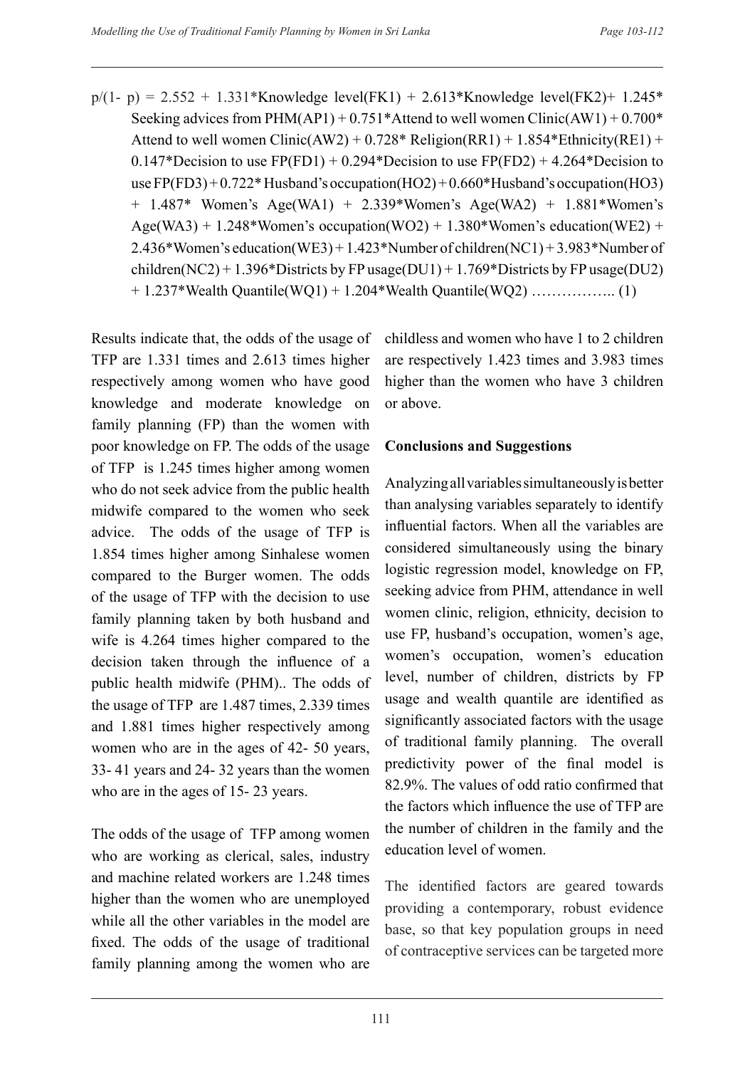$$p/(1-p) = 2.552 + 1.331*\text{Knowledge level(FK1)} + 2.613*\text{Knowledge level(FK2)} + 1.245*\text{Seeking advices from PHM(AP1)} + 0.751*\text{Attend to well women Clinic(AW1)} + 0.700*\text{Attend to well women Clinic(AW2)} + 0.728*\text{Religion(RR1)} + 1.854*\text{Ethnicity(RE1)} + 0.147*\text{Decision to use FP(FD1)} + 0.294*\text{Decision to use FP(FD2)} + 4.264*\text{Decision to use FP(FD3)} + 0.722*\text{Husband's occupation(HO2)} + 0.660*\text{Husband's occupation(HO3)} + 1.487*\text{Women's Age(WA1)} + 2.339*\text{Women's Age(WA2)} + 1.881*\text{Women's Age(WA3)} + 1.248*\text{Women's occupation(WO2)} + 1.380*\text{Women's education(WE2)} + 2.436*\text{Women's education(WE3)} + 1.423*\text{Number of children(NC1)} + 3.983*\text{Number of children(NC2)} + 1.396*\text{Districts by FP usage(DU1)} + 1.769*\text{Districts by FP usage(DU2)} + 1.237*\text{Wealth Quantile(WQ1)} + 1.204*\text{Wealth Quantile(WQ2)} \quad \ldots\ldots\ldots\ldots\ldots\ (1)$$

Results indicate that, the odds of the usage of TFP are 1.331 times and 2.613 times higher respectively among women who have good knowledge and moderate knowledge on family planning (FP) than the women with poor knowledge on FP. The odds of the usage of TFP is 1.245 times higher among women who do not seek advice from the public health midwife compared to the women who seek advice. The odds of the usage of TFP is 1.854 times higher among Sinhalese women compared to the Burger women. The odds of the usage of TFP with the decision to use family planning taken by both husband and wife is 4.264 times higher compared to the decision taken through the influence of a public health midwife (PHM).. The odds of the usage of TFP are 1.487 times, 2.339 times and 1.881 times higher respectively among women who are in the ages of 42- 50 years, 33- 41 years and 24- 32 years than the women who are in the ages of 15- 23 years.

The odds of the usage of TFP among women who are working as clerical, sales, industry and machine related workers are 1.248 times higher than the women who are unemployed while all the other variables in the model are fixed. The odds of the usage of traditional family planning among the women who are childless and women who have 1 to 2 children are respectively 1.423 times and 3.983 times higher than the women who have 3 children or above.

**Conclusions and Suggestions**

Analyzing all variables simultaneously is better than analysing variables separately to identify influential factors. When all the variables are considered simultaneously using the binary logistic regression model, knowledge on FP, seeking advice from PHM, attendance in well women clinic, religion, ethnicity, decision to use FP, husband's occupation, women's age, women's occupation, women's education level, number of children, districts by FP usage and wealth quantile are identified as significantly associated factors with the usage of traditional family planning. The overall predictivity power of the final model is 82.9%. The values of odd ratio confirmed that the factors which influence the use of TFP are the number of children in the family and the education level of women.

The identified factors are geared towards providing a contemporary, robust evidence base, so that key population groups in need of contraceptive services can be targeted more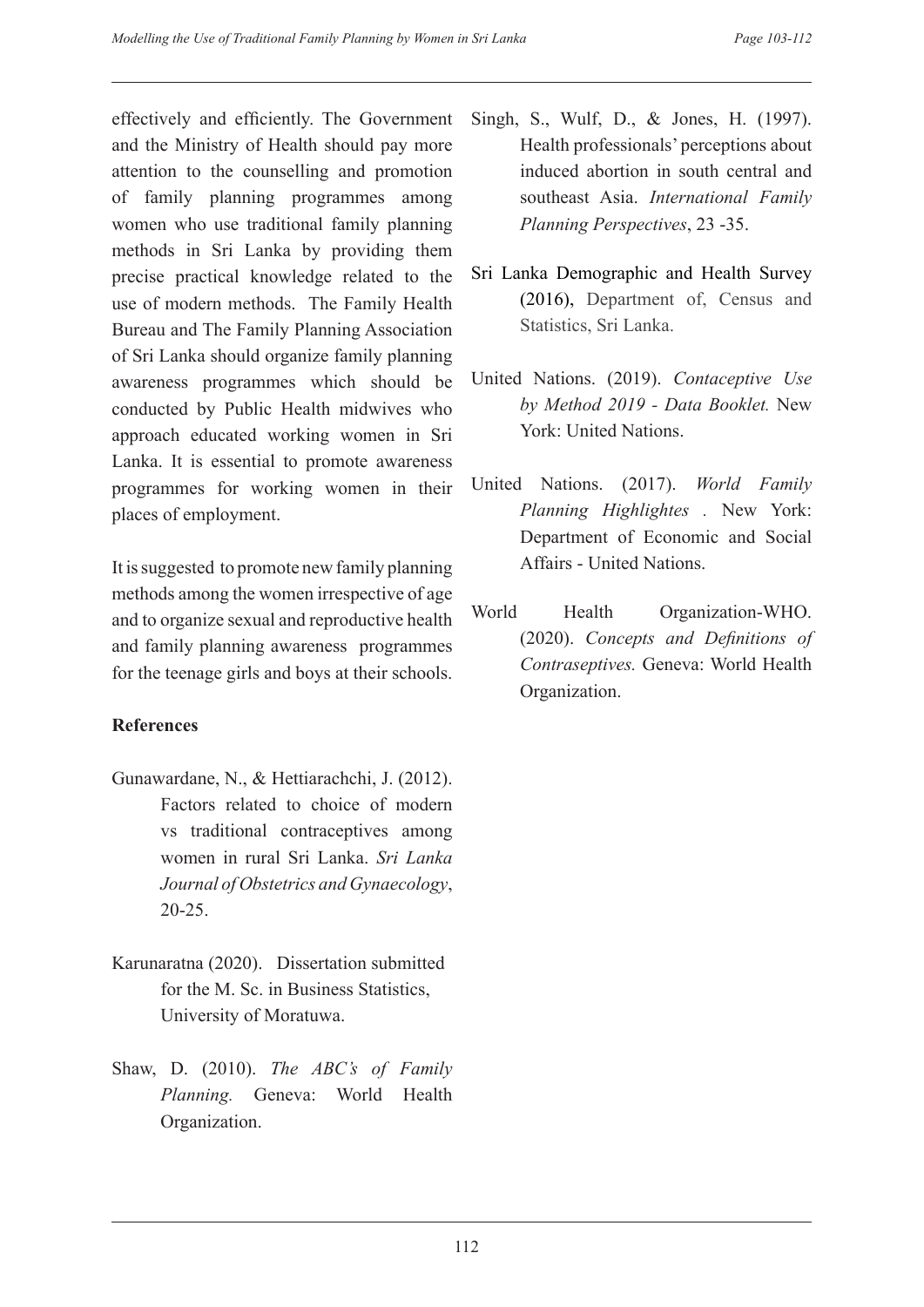effectively and efficiently. The Government and the Ministry of Health should pay more attention to the counselling and promotion of family planning programmes among women who use traditional family planning methods in Sri Lanka by providing them precise practical knowledge related to the use of modern methods. The Family Health Bureau and The Family Planning Association of Sri Lanka should organize family planning awareness programmes which should be conducted by Public Health midwives who approach educated working women in Sri Lanka. It is essential to promote awareness programmes for working women in their places of employment.

It is suggested to promote new family planning methods among the women irrespective of age and to organize sexual and reproductive health and family planning awareness programmes for the teenage girls and boys at their schools.

**References**

Gunawardane, N., & Hettiarachchi, J. (2012). Factors related to choice of modern vs traditional contraceptives among women in rural Sri Lanka. *Sri Lanka Journal of Obstetrics and Gynaecology*, 20-25.

Karunaratna (2020). Dissertation submitted for the M. Sc. in Business Statistics, University of Moratuwa.

Shaw, D. (2010). *The ABC's of Family Planning.* Geneva: World Health Organization.

Singh, S., Wulf, D., & Jones, H. (1997). Health professionals' perceptions about induced abortion in south central and southeast Asia. *International Family Planning Perspectives*, 23 -35.

Sri Lanka Demographic and Health Survey (2016), Department of, Census and Statistics, Sri Lanka.

United Nations. (2019). *Contaceptive Use by Method 2019 - Data Booklet.* New York: United Nations.

United Nations. (2017). *World Family Planning Highlightes .* New York: Department of Economic and Social Affairs - United Nations.

World Health Organization-WHO. (2020). *Concepts and Definitions of Contraseptives.* Geneva: World Health Organization.